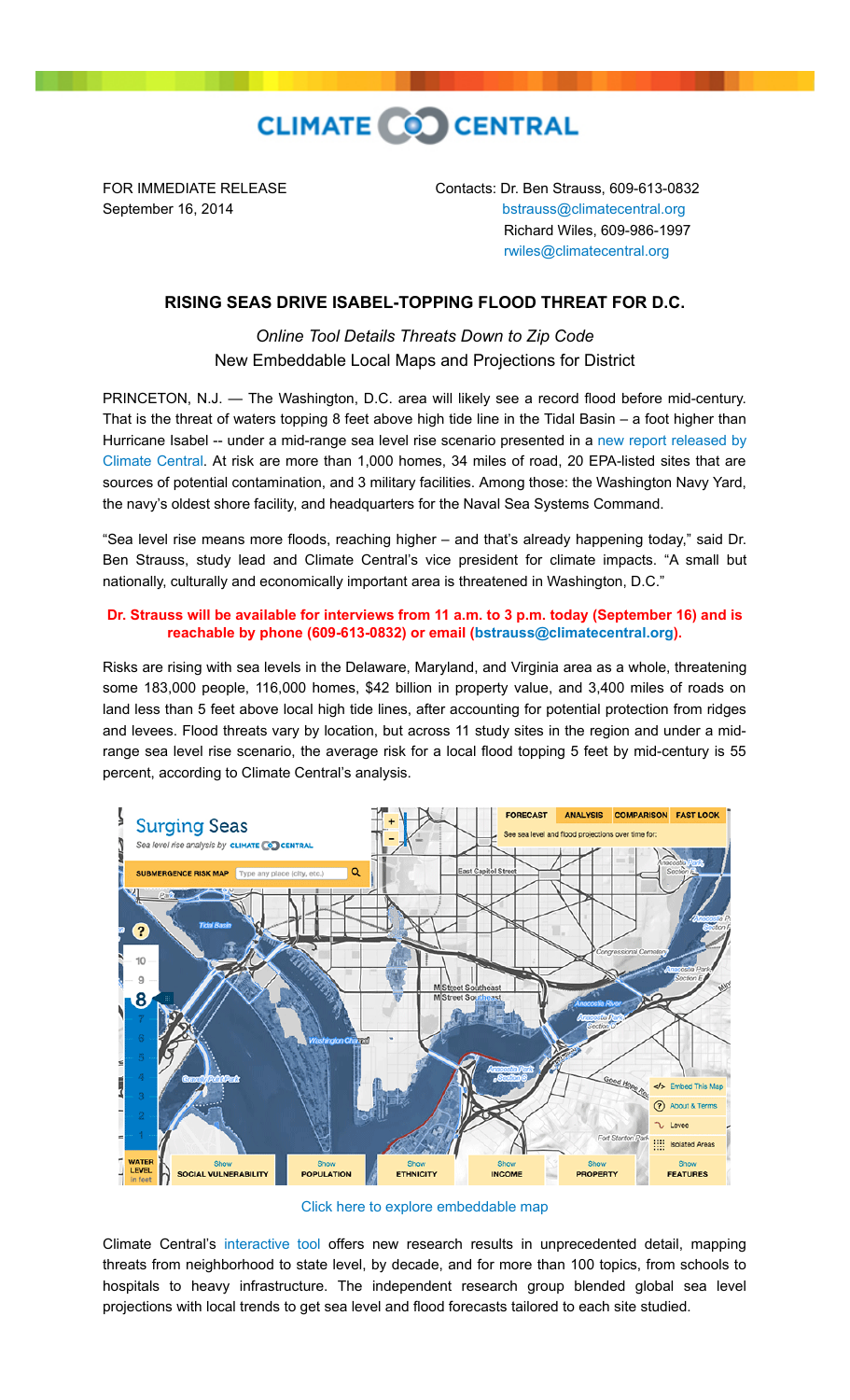CLIMATE CENTRAL

FOR IMMEDIATE RELEASE
September 16, 2014

Contacts: Dr. Ben Strauss, 609-613-0832
bstrauss@climatecentral.org
Richard Wiles, 609-986-1997
rwiles@climatecentral.org

## RISING SEAS DRIVE ISABEL-TOPPING FLOOD THREAT FOR D.C.

*Online Tool Details Threats Down to Zip Code*
New Embeddable Local Maps and Projections for District

PRINCETON, N.J. — The Washington, D.C. area will likely see a record flood before mid-century. That is the threat of waters topping 8 feet above high tide line in the Tidal Basin – a foot higher than Hurricane Isabel -- under a mid-range sea level rise scenario presented in a new report released by Climate Central. At risk are more than 1,000 homes, 34 miles of road, 20 EPA-listed sites that are sources of potential contamination, and 3 military facilities. Among those: the Washington Navy Yard, the navy's oldest shore facility, and headquarters for the Naval Sea Systems Command.

"Sea level rise means more floods, reaching higher – and that's already happening today," said Dr. Ben Strauss, study lead and Climate Central's vice president for climate impacts. "A small but nationally, culturally and economically important area is threatened in Washington, D.C."

**Dr. Strauss will be available for interviews from 11 a.m. to 3 p.m. today (September 16) and is reachable by phone (609-613-0832) or email (bstrauss@climatecentral.org).**

Risks are rising with sea levels in the Delaware, Maryland, and Virginia area as a whole, threatening some 183,000 people, 116,000 homes, $42 billion in property value, and 3,400 miles of roads on land less than 5 feet above local high tide lines, after accounting for potential protection from ridges and levees. Flood threats vary by location, but across 11 study sites in the region and under a mid-range sea level rise scenario, the average risk for a local flood topping 5 feet by mid-century is 55 percent, according to Climate Central's analysis.

Click here to explore embeddable map

Climate Central's interactive tool offers new research results in unprecedented detail, mapping threats from neighborhood to state level, by decade, and for more than 100 topics, from schools to hospitals to heavy infrastructure. The independent research group blended global sea level projections with local trends to get sea level and flood forecasts tailored to each site studied.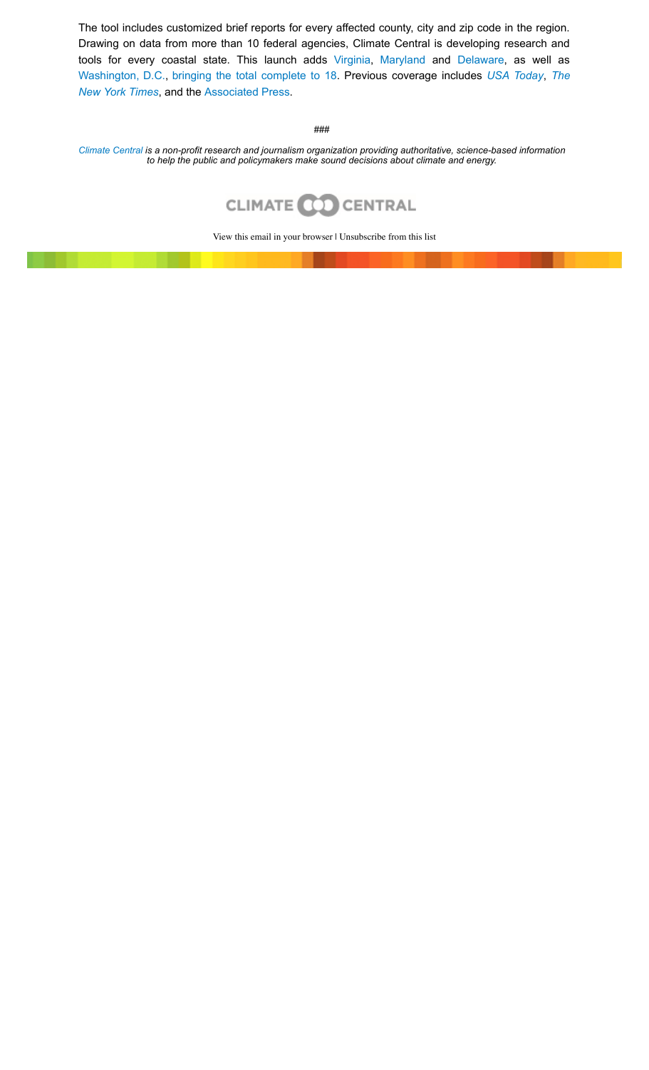The tool includes customized brief reports for every affected county, city and zip code in the region. Drawing on data from more than 10 federal agencies, Climate Central is developing research and tools for every coastal state. This launch adds Virginia, Maryland and Delaware, as well as Washington, D.C., bringing the total complete to 18. Previous coverage includes *USA Today*, *The New York Times*, and the Associated Press.

###

*Climate Central is a non-profit research and journalism organization providing authoritative, science-based information to help the public and policymakers make sound decisions about climate and energy.*

CLIMATE CENTRAL

View this email in your browser | Unsubscribe from this list